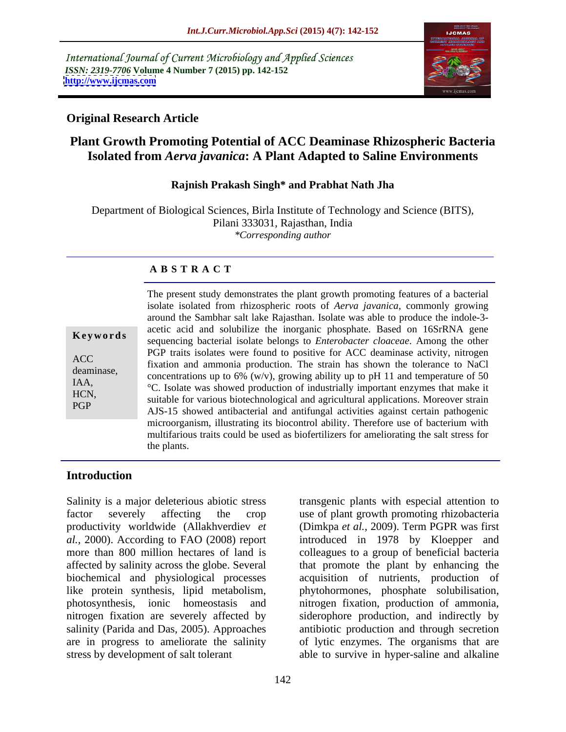International Journal of Current Microbiology and Applied Sciences
*ISSN: 2319-7706* **Volume 4 Number 7 (2015) pp. 142-152**
**http://www.ijcmas.com**

**Original Research Article**

# Plant Growth Promoting Potential of ACC Deaminase Rhizospheric Bacteria Isolated from *Aerva javanica*: A Plant Adapted to Saline Environments

**Rajnish Prakash Singh\* and Prabhat Nath Jha**

Department of Biological Sciences, Birla Institute of Technology and Science (BITS), Pilani 333031, Rajasthan, India
*\*Corresponding author*

## A B S T R A C T

**Keywords**

ACC deaminase, IAA, HCN, PGP

The present study demonstrates the plant growth promoting features of a bacterial isolate isolated from rhizospheric roots of *Aerva javanica,* commonly growing around the Sambhar salt lake Rajasthan. Isolate was able to produce the indole-3-acetic acid and solubilize the inorganic phosphate. Based on 16SrRNA gene sequencing bacterial isolate belongs to *Enterobacter cloaceae*. Among the other PGP traits isolates were found to positive for ACC deaminase activity, nitrogen fixation and ammonia production. The strain has shown the tolerance to NaCl concentrations up to 6% (w/v), growing ability up to pH 11 and temperature of 50 °C. Isolate was showed production of industrially important enzymes that make it suitable for various biotechnological and agricultural applications. Moreover strain AJS-15 showed antibacterial and antifungal activities against certain pathogenic microorganism, illustrating its biocontrol ability. Therefore use of bacterium with multifarious traits could be used as biofertilizers for ameliorating the salt stress for the plants.

## Introduction

Salinity is a major deleterious abiotic stress factor severely affecting the crop productivity worldwide (Allakhverdiev *et al.*, 2000). According to FAO (2008) report more than 800 million hectares of land is affected by salinity across the globe. Several biochemical and physiological processes like protein synthesis, lipid metabolism, photosynthesis, ionic homeostasis and nitrogen fixation are severely affected by salinity (Parida and Das, 2005). Approaches are in progress to ameliorate the salinity stress by development of salt tolerant transgenic plants with especial attention to use of plant growth promoting rhizobacteria (Dimkpa *et al.,* 2009). Term PGPR was first introduced in 1978 by Kloepper and colleagues to a group of beneficial bacteria that promote the plant by enhancing the acquisition of nutrients, production of phytohormones, phosphate solubilisation, nitrogen fixation, production of ammonia, siderophore production, and indirectly by antibiotic production and through secretion of lytic enzymes. The organisms that are able to survive in hyper-saline and alkaline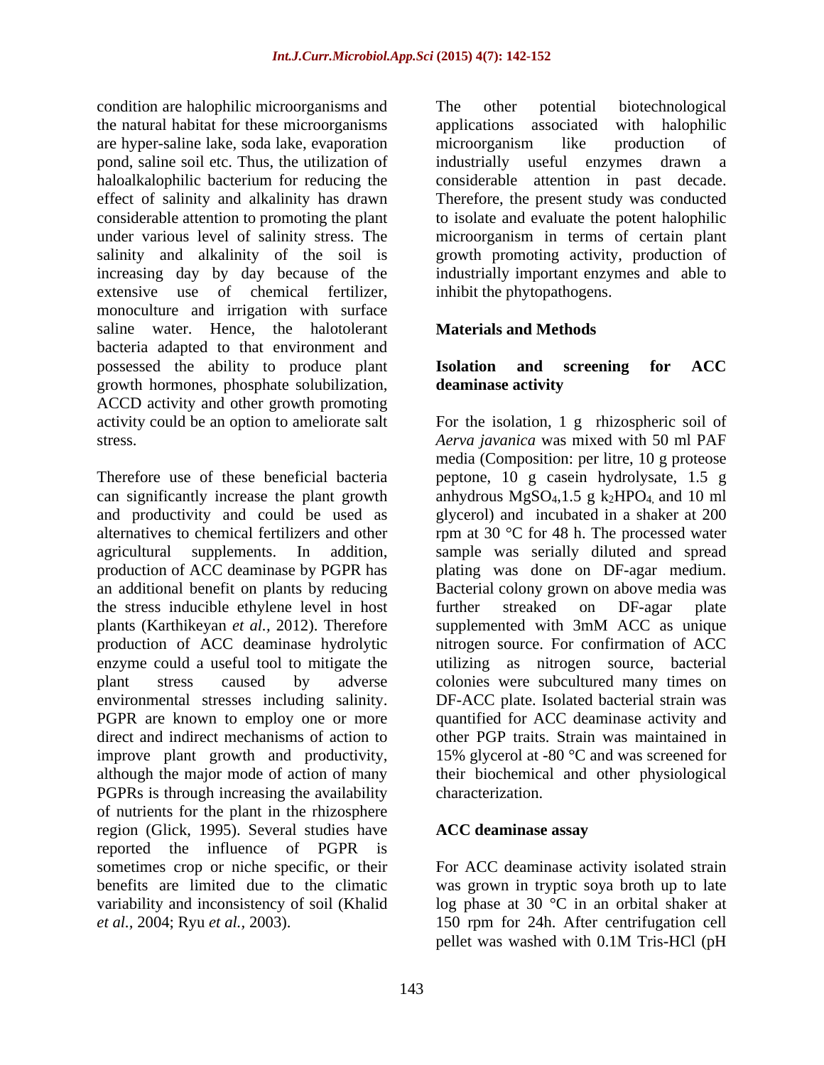condition are halophilic microorganisms and the natural habitat for these microorganisms are hyper-saline lake, soda lake, evaporation pond, saline soil etc. Thus, the utilization of haloalkalophilic bacterium for reducing the effect of salinity and alkalinity has drawn considerable attention to promoting the plant under various level of salinity stress. The salinity and alkalinity of the soil is increasing day by day because of the extensive use of chemical fertilizer, monoculture and irrigation with surface saline water. Hence, the halotolerant bacteria adapted to that environment and possessed the ability to produce plant growth hormones, phosphate solubilization, ACCD activity and other growth promoting activity could be an option to ameliorate salt stress.

Therefore use of these beneficial bacteria can significantly increase the plant growth and productivity and could be used as alternatives to chemical fertilizers and other agricultural supplements. In addition, production of ACC deaminase by PGPR has an additional benefit on plants by reducing the stress inducible ethylene level in host plants (Karthikeyan *et al.,* 2012). Therefore production of ACC deaminase hydrolytic enzyme could a useful tool to mitigate the plant stress caused by adverse environmental stresses including salinity. PGPR are known to employ one or more direct and indirect mechanisms of action to improve plant growth and productivity, although the major mode of action of many PGPRs is through increasing the availability of nutrients for the plant in the rhizosphere region (Glick, 1995). Several studies have reported the influence of PGPR is sometimes crop or niche specific, or their benefits are limited due to the climatic variability and inconsistency of soil (Khalid *et al.,* 2004; Ryu *et al.,* 2003).

The other potential biotechnological applications associated with halophilic microorganism like production of industrially useful enzymes drawn a considerable attention in past decade. Therefore, the present study was conducted to isolate and evaluate the potent halophilic microorganism in terms of certain plant growth promoting activity, production of industrially important enzymes and able to inhibit the phytopathogens.

## Materials and Methods

### Isolation and screening for ACC deaminase activity

For the isolation, 1 g rhizospheric soil of *Aerva javanica* was mixed with 50 ml PAF media (Composition: per litre, 10 g proteose peptone, 10 g casein hydrolysate, 1.5 g anhydrous $MgSO_4$,1.5 g $k_2HPO_4$ and 10 ml glycerol) and incubated in a shaker at 200 rpm at 30 °C for 48 h. The processed water sample was serially diluted and spread plating was done on DF-agar medium. Bacterial colony grown on above media was further streaked on DF-agar plate supplemented with 3mM ACC as unique nitrogen source. For confirmation of ACC utilizing as nitrogen source, bacterial colonies were subcultured many times on DF-ACC plate. Isolated bacterial strain was quantified for ACC deaminase activity and other PGP traits. Strain was maintained in 15% glycerol at -80 °C and was screened for their biochemical and other physiological characterization.

### ACC deaminase assay

For ACC deaminase activity isolated strain was grown in tryptic soya broth up to late log phase at 30 °C in an orbital shaker at 150 rpm for 24h. After centrifugation cell pellet was washed with 0.1M Tris-HCl (pH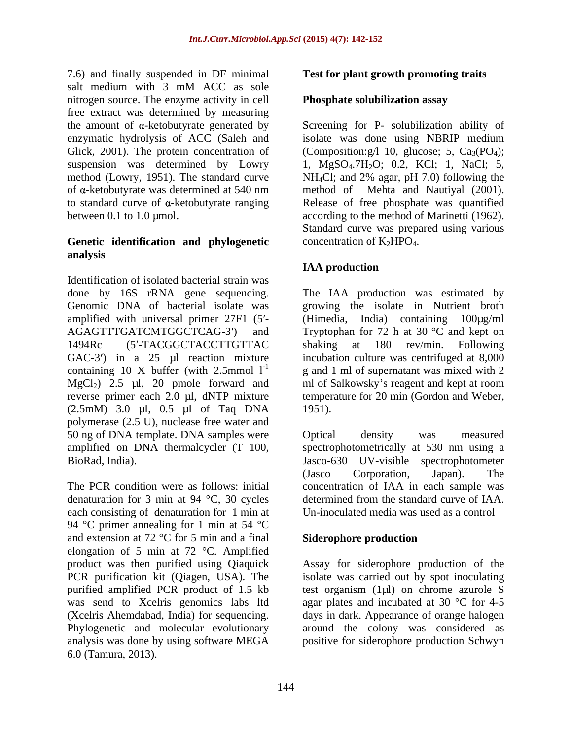7.6) and finally suspended in DF minimal salt medium with 3 mM ACC as sole nitrogen source. The enzyme activity in cell free extract was determined by measuring the amount of α-ketobutyrate generated by enzymatic hydrolysis of ACC (Saleh and Glick, 2001). The protein concentration of suspension was determined by Lowry method (Lowry, 1951). The standard curve of α-ketobutyrate was determined at 540 nm to standard curve of α-ketobutyrate ranging between 0.1 to 1.0 μmol.

### Genetic identification and phylogenetic analysis

Identification of isolated bacterial strain was done by 16S rRNA gene sequencing. Genomic DNA of bacterial isolate was amplified with universal primer 27F1 (5′-AGAGTTTGATCMTGGCTCAG-3′) and 1494Rc (5′-TACGGCTACCTTGTTAC GAC-3′) in a 25 μl reaction mixture containing 10 X buffer (with 2.5mmol $l^{-1}$ $MgCl_2$) 2.5 μl, 20 pmole forward and reverse primer each 2.0 μl, dNTP mixture (2.5mM) 3.0 μl, 0.5 μl of Taq DNA polymerase (2.5 U), nuclease free water and 50 ng of DNA template. DNA samples were amplified on DNA thermalcycler (T 100, BioRad, India).

The PCR condition were as follows: initial denaturation for 3 min at 94 °C, 30 cycles each consisting of denaturation for 1 min at 94 °C primer annealing for 1 min at 54 °C and extension at 72 °C for 5 min and a final elongation of 5 min at 72 °C. Amplified product was then purified using Qiaquick PCR purification kit (Qiagen, USA). The purified amplified PCR product of 1.5 kb was send to Xcelris genomics labs ltd (Xcelris Ahemdabad, India) for sequencing. Phylogenetic and molecular evolutionary analysis was done by using software MEGA 6.0 (Tamura, 2013).

### Test for plant growth promoting traits

### Phosphate solubilization assay

Screening for P- solubilization ability of isolate was done using NBRIP medium (Composition:g/l 10, glucose; 5, $Ca_3(PO_4)$; 1, $MgSO_4.7H_2O$; 0.2, KCl; 1, NaCl; 5, $NH_4Cl$; and 2% agar, pH 7.0) following the method of Mehta and Nautiyal (2001). Release of free phosphate was quantified according to the method of Marinetti (1962). Standard curve was prepared using various concentration of $K_2HPO_4$.

### IAA production

The IAA production was estimated by growing the isolate in Nutrient broth (Himedia, India) containing 100μg/ml Tryptophan for 72 h at 30 °C and kept on shaking at 180 rev/min. Following incubation culture was centrifuged at 8,000 g and 1 ml of supernatant was mixed with 2 ml of Salkowsky's reagent and kept at room temperature for 20 min (Gordon and Weber, 1951).

Optical density was measured spectrophotometrically at 530 nm using a Jasco-630 UV-visible spectrophotometer (Jasco Corporation, Japan). The concentration of IAA in each sample was determined from the standard curve of IAA. Un-inoculated media was used as a control

### Siderophore production

Assay for siderophore production of the isolate was carried out by spot inoculating test organism (1μl) on chrome azurole S agar plates and incubated at 30 °C for 4-5 days in dark. Appearance of orange halogen around the colony was considered as positive for siderophore production Schwyn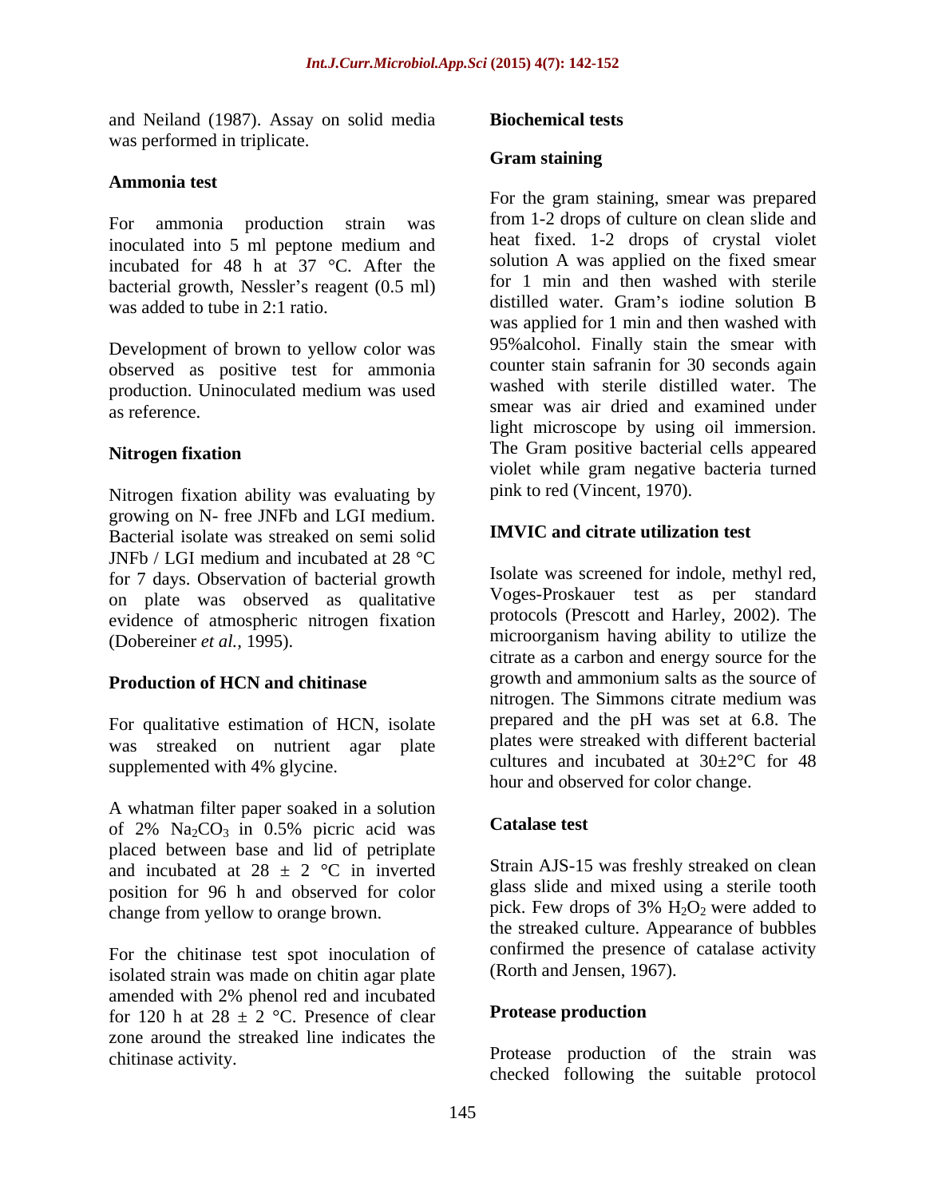and Neiland (1987). Assay on solid media was performed in triplicate.

### Ammonia test

For ammonia production strain was inoculated into 5 ml peptone medium and incubated for 48 h at 37 °C. After the bacterial growth, Nessler's reagent (0.5 ml) was added to tube in 2:1 ratio.

Development of brown to yellow color was observed as positive test for ammonia production. Uninoculated medium was used as reference.

### Nitrogen fixation

Nitrogen fixation ability was evaluating by growing on N- free JNFb and LGI medium. Bacterial isolate was streaked on semi solid JNFb / LGI medium and incubated at 28 °C for 7 days. Observation of bacterial growth on plate was observed as qualitative evidence of atmospheric nitrogen fixation (Dobereiner *et al.,* 1995).

### Production of HCN and chitinase

For qualitative estimation of HCN, isolate was streaked on nutrient agar plate supplemented with 4% glycine.

A whatman filter paper soaked in a solution of 2% $Na_2CO_3$ in 0.5% picric acid was placed between base and lid of petriplate and incubated at 28 ± 2 °C in inverted position for 96 h and observed for color change from yellow to orange brown.

For the chitinase test spot inoculation of isolated strain was made on chitin agar plate amended with 2% phenol red and incubated for 120 h at 28 ± 2 °C. Presence of clear zone around the streaked line indicates the chitinase activity.

## Biochemical tests

### Gram staining

For the gram staining, smear was prepared from 1-2 drops of culture on clean slide and heat fixed. 1-2 drops of crystal violet solution A was applied on the fixed smear for 1 min and then washed with sterile distilled water. Gram's iodine solution B was applied for 1 min and then washed with 95%alcohol. Finally stain the smear with counter stain safranin for 30 seconds again washed with sterile distilled water. The smear was air dried and examined under light microscope by using oil immersion. The Gram positive bacterial cells appeared violet while gram negative bacteria turned pink to red (Vincent, 1970).

### IMVIC and citrate utilization test

Isolate was screened for indole, methyl red, Voges-Proskauer test as per standard protocols (Prescott and Harley, 2002). The microorganism having ability to utilize the citrate as a carbon and energy source for the growth and ammonium salts as the source of nitrogen. The Simmons citrate medium was prepared and the pH was set at 6.8. The plates were streaked with different bacterial cultures and incubated at 30±2°C for 48 hour and observed for color change.

### Catalase test

Strain AJS-15 was freshly streaked on clean glass slide and mixed using a sterile tooth pick. Few drops of 3% $H_2O_2$ were added to the streaked culture. Appearance of bubbles confirmed the presence of catalase activity (Rorth and Jensen, 1967).

### Protease production

Protease production of the strain was checked following the suitable protocol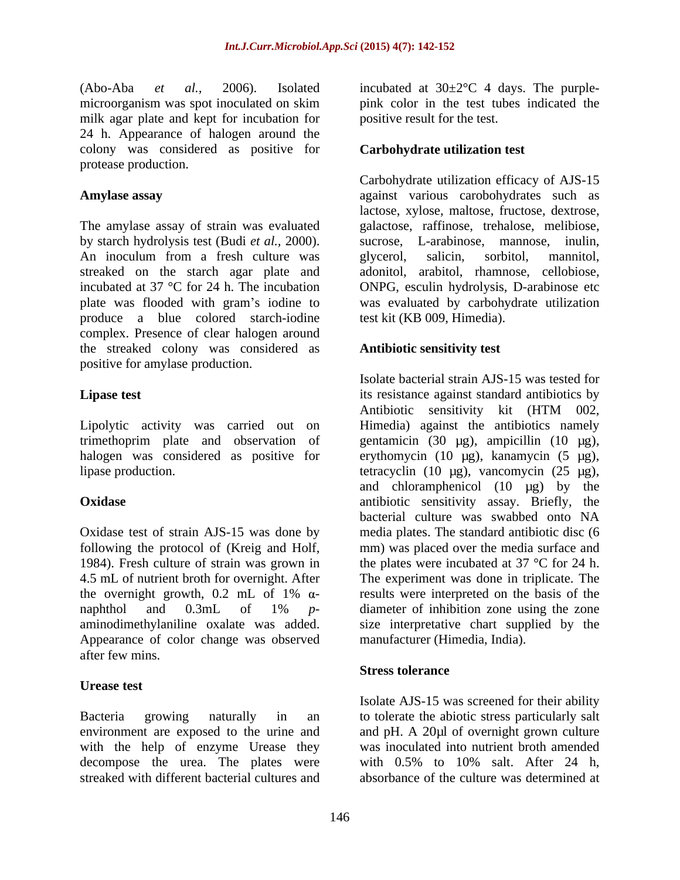(Abo-Aba *et al.*, 2006). Isolated microorganism was spot inoculated on skim milk agar plate and kept for incubation for 24 h. Appearance of halogen around the colony was considered as positive for protease production.

**Amylase assay**

The amylase assay of strain was evaluated by starch hydrolysis test (Budi *et al.*, 2000). An inoculum from a fresh culture was streaked on the starch agar plate and incubated at 37 °C for 24 h. The incubation plate was flooded with gram's iodine to produce a blue colored starch-iodine complex. Presence of clear halogen around the streaked colony was considered as positive for amylase production.

**Lipase test**

Lipolytic activity was carried out on trimethoprim plate and observation of halogen was considered as positive for lipase production.

**Oxidase**

Oxidase test of strain AJS-15 was done by following the protocol of (Kreig and Holf, 1984). Fresh culture of strain was grown in 4.5 mL of nutrient broth for overnight. After the overnight growth, 0.2 mL of 1% α-naphthol and 0.3mL of 1% *p*-aminodimethylaniline oxalate was added. Appearance of color change was observed after few mins.

**Urease test**

Bacteria growing naturally in an environment are exposed to the urine and with the help of enzyme Urease they decompose the urea. The plates were streaked with different bacterial cultures and incubated at 30±2°C 4 days. The purple-pink color in the test tubes indicated the positive result for the test.

**Carbohydrate utilization test**

Carbohydrate utilization efficacy of AJS-15 against various carobohydrates such as lactose, xylose, maltose, fructose, dextrose, galactose, raffinose, trehalose, melibiose, sucrose, L-arabinose, mannose, inulin, glycerol, salicin, sorbitol, mannitol, adonitol, arabitol, rhamnose, cellobiose, ONPG, esculin hydrolysis, D-arabinose etc was evaluated by carbohydrate utilization test kit (KB 009, Himedia).

**Antibiotic sensitivity test**

Isolate bacterial strain AJS-15 was tested for its resistance against standard antibiotics by Antibiotic sensitivity kit (HTM 002, Himedia) against the antibiotics namely gentamicin (30 µg), ampicillin (10 µg), erythomycin (10 µg), kanamycin (5 µg), tetracyclin (10 µg), vancomycin (25 µg), and chloramphenicol (10 µg) by the antibiotic sensitivity assay. Briefly, the bacterial culture was swabbed onto NA media plates. The standard antibiotic disc (6 mm) was placed over the media surface and the plates were incubated at 37 °C for 24 h. The experiment was done in triplicate. The results were interpreted on the basis of the diameter of inhibition zone using the zone size interpretative chart supplied by the manufacturer (Himedia, India).

**Stress tolerance**

Isolate AJS-15 was screened for their ability to tolerate the abiotic stress particularly salt and pH. A 20µl of overnight grown culture was inoculated into nutrient broth amended with 0.5% to 10% salt. After 24 h, absorbance of the culture was determined at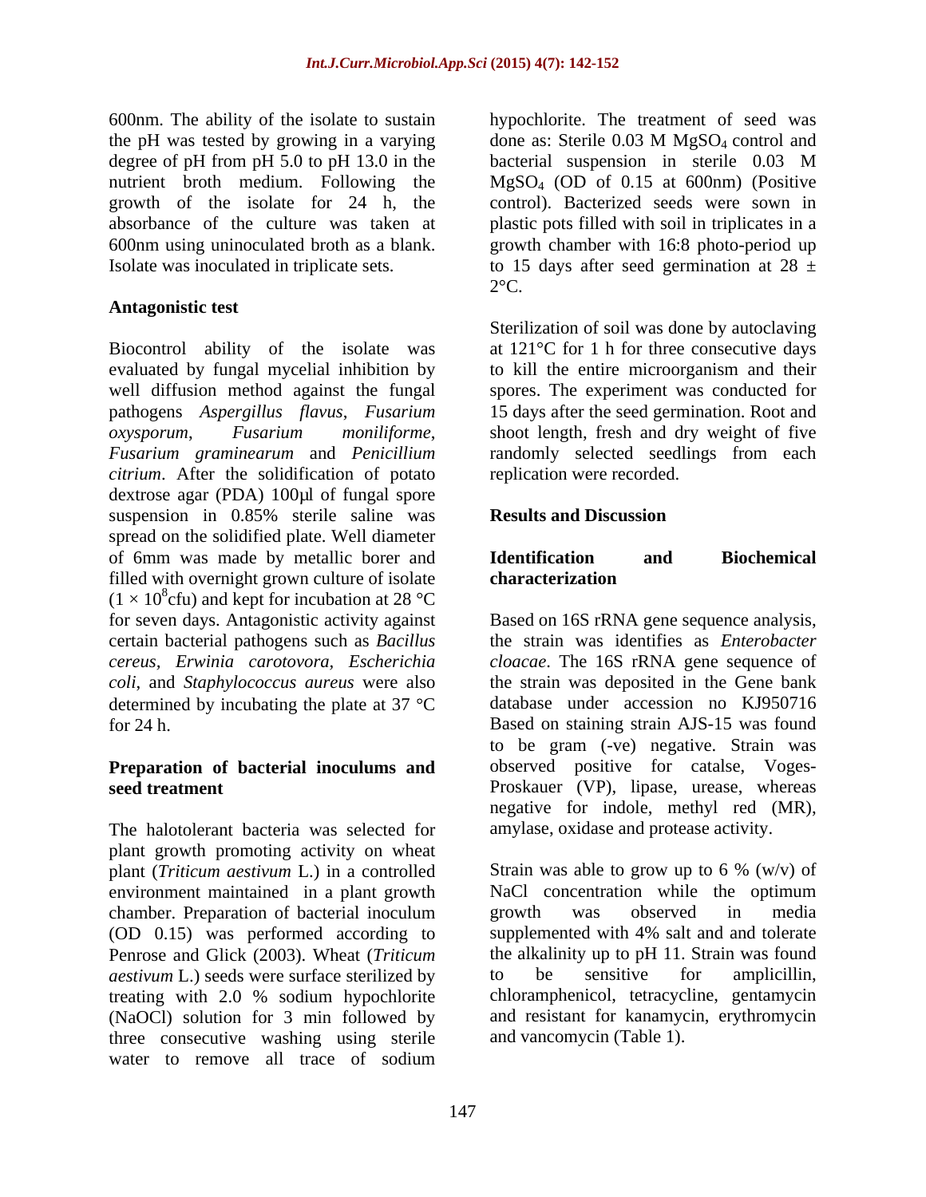600nm. The ability of the isolate to sustain the pH was tested by growing in a varying degree of pH from pH 5.0 to pH 13.0 in the nutrient broth medium. Following the growth of the isolate for 24 h, the absorbance of the culture was taken at 600nm using uninoculated broth as a blank. Isolate was inoculated in triplicate sets.

### Antagonistic test

Biocontrol ability of the isolate was evaluated by fungal mycelial inhibition by well diffusion method against the fungal pathogens *Aspergillus flavus*, *Fusarium oxysporum*, *Fusarium moniliforme*, *Fusarium graminearum* and *Penicillium citrium*. After the solidification of potato dextrose agar (PDA) 100µl of fungal spore suspension in 0.85% sterile saline was spread on the solidified plate. Well diameter of 6mm was made by metallic borer and filled with overnight grown culture of isolate ($1 \times 10^8$cfu) and kept for incubation at 28 °C for seven days. Antagonistic activity against certain bacterial pathogens such as *Bacillus cereus*, *Erwinia carotovora*, *Escherichia coli*, and *Staphylococcus aureus* were also determined by incubating the plate at 37 °C for 24 h.

### Preparation of bacterial inoculums and seed treatment

The halotolerant bacteria was selected for plant growth promoting activity on wheat plant (*Triticum aestivum* L.) in a controlled environment maintained in a plant growth chamber. Preparation of bacterial inoculum (OD 0.15) was performed according to Penrose and Glick (2003). Wheat (*Triticum aestivum* L.) seeds were surface sterilized by treating with 2.0 % sodium hypochlorite (NaOCl) solution for 3 min followed by three consecutive washing using sterile water to remove all trace of sodium hypochlorite. The treatment of seed was done as: Sterile 0.03 M $MgSO_4$ control and bacterial suspension in sterile 0.03 M $MgSO_4$ (OD of 0.15 at 600nm) (Positive control). Bacterized seeds were sown in plastic pots filled with soil in triplicates in a growth chamber with 16:8 photo-period up to 15 days after seed germination at 28 ± 2°C.

Sterilization of soil was done by autoclaving at 121°C for 1 h for three consecutive days to kill the entire microorganism and their spores. The experiment was conducted for 15 days after the seed germination. Root and shoot length, fresh and dry weight of five randomly selected seedlings from each replication were recorded.

## Results and Discussion

### Identification and Biochemical characterization

Based on 16S rRNA gene sequence analysis, the strain was identifies as *Enterobacter cloacae*. The 16S rRNA gene sequence of the strain was deposited in the Gene bank database under accession no KJ950716 Based on staining strain AJS-15 was found to be gram (-ve) negative. Strain was observed positive for catalse, Voges-Proskauer (VP), lipase, urease, whereas negative for indole, methyl red (MR), amylase, oxidase and protease activity.

Strain was able to grow up to 6 % (w/v) of NaCl concentration while the optimum growth was observed in media supplemented with 4% salt and and tolerate the alkalinity up to pH 11. Strain was found to be sensitive for amplicillin, chloramphenicol, tetracycline, gentamycin and resistant for kanamycin, erythromycin and vancomycin (Table 1).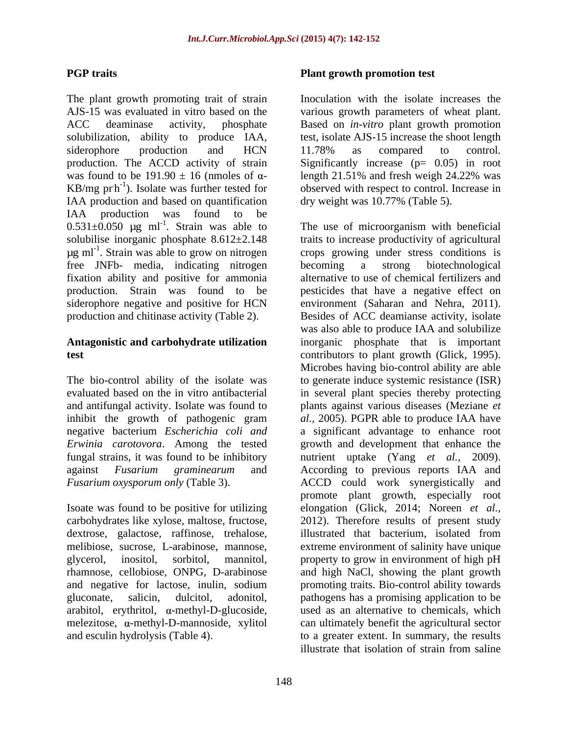## PGP traits

The plant growth promoting trait of strain AJS-15 was evaluated in vitro based on the ACC deaminase activity, phosphate solubilization, ability to produce IAA, siderophore production and HCN production. The ACCD activity of strain was found to be 191.90 ± 16 (nmoles of α-KB/mg pr $h^{-1}$). Isolate was further tested for IAA production and based on quantification IAA production was found to be 0.531±0.050 μg $ml^{-1}$. Strain was able to solubilise inorganic phosphate 8.612±2.148 μg $ml^{-1}$. Strain was able to grow on nitrogen free JNFb- media, indicating nitrogen fixation ability and positive for ammonia production. Strain was found to be siderophore negative and positive for HCN production and chitinase activity (Table 2).

## Antagonistic and carbohydrate utilization test

The bio-control ability of the isolate was evaluated based on the in vitro antibacterial and antifungal activity. Isolate was found to inhibit the growth of pathogenic gram negative bacterium *Escherichia coli and Erwinia carotovora*. Among the tested fungal strains, it was found to be inhibitory against *Fusarium graminearum* and *Fusarium oxysporum only* (Table 3).

Isoate was found to be positive for utilizing carbohydrates like xylose, maltose, fructose, dextrose, galactose, raffinose, trehalose, melibiose, sucrose, L-arabinose, mannose, glycerol, inositol, sorbitol, mannitol, rhamnose, cellobiose, ONPG, D-arabinose and negative for lactose, inulin, sodium gluconate, salicin, dulcitol, adonitol, arabitol, erythritol, α-methyl-D-glucoside, melezitose, α-methyl-D-mannoside, xylitol and esculin hydrolysis (Table 4).

## Plant growth promotion test

Inoculation with the isolate increases the various growth parameters of wheat plant. Based on *in-vitro* plant growth promotion test, isolate AJS-15 increase the shoot length 11.78% as compared to control. Significantly increase ($p= 0.05$) in root length 21.51% and fresh weigh 24.22% was observed with respect to control. Increase in dry weight was 10.77% (Table 5).

The use of microorganism with beneficial traits to increase productivity of agricultural crops growing under stress conditions is becoming a strong biotechnological alternative to use of chemical fertilizers and pesticides that have a negative effect on environment (Saharan and Nehra, 2011). Besides of ACC deamianse activity, isolate was also able to produce IAA and solubilize inorganic phosphate that is important contributors to plant growth (Glick, 1995). Microbes having bio-control ability are able to generate induce systemic resistance (ISR) in several plant species thereby protecting plants against various diseases (Meziane *et al.*, 2005). PGPR able to produce IAA have a significant advantage to enhance root growth and development that enhance the nutrient uptake (Yang *et al.*, 2009). According to previous reports IAA and ACCD could work synergistically and promote plant growth, especially root elongation (Glick, 2014; Noreen *et al.*, 2012). Therefore results of present study illustrated that bacterium, isolated from extreme environment of salinity have unique property to grow in environment of high pH and high NaCl, showing the plant growth promoting traits. Bio-control ability towards pathogens has a promising application to be used as an alternative to chemicals, which can ultimately benefit the agricultural sector to a greater extent. In summary, the results illustrate that isolation of strain from saline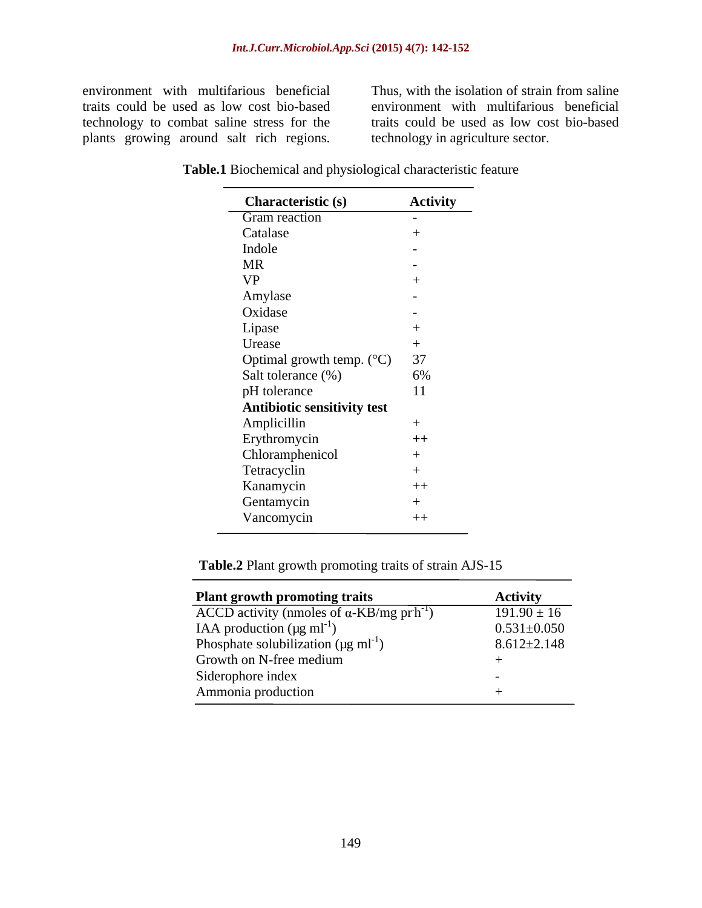environment with multifarious beneficial traits could be used as low cost bio-based technology to combat saline stress for the plants growing around salt rich regions. Thus, with the isolation of strain from saline environment with multifarious beneficial traits could be used as low cost bio-based technology in agriculture sector.

**Table.1** Biochemical and physiological characteristic feature

| Characteristic (s) | Activity |
|---|---|
| Gram reaction | - |
| Catalase | + |
| Indole | - |
| MR | - |
| VP | + |
| Amylase | - |
| Oxidase | - |
| Lipase | + |
| Urease | + |
| Optimal growth temp. (°C) | 37 |
| Salt tolerance (%) | 6% |
| pH tolerance | 11 |
| **Antibiotic sensitivity test** | |
| Amplicillin | + |
| Erythromycin | ++ |
| Chloramphenicol | + |
| Tetracyclin | + |
| Kanamycin | ++ |
| Gentamycin | + |
| Vancomycin | ++ |

**Table.2** Plant growth promoting traits of strain AJS-15

| Plant growth promoting traits | Activity |
|---|---|
| ACCD activity (nmoles of α-KB/mg pr·$h^{-1}$) | 191.90 ± 16 |
| IAA production (µg $ml^{-1}$) | 0.531±0.050 |
| Phosphate solubilization (µg $ml^{-1}$) | 8.612±2.148 |
| Growth on N-free medium | + |
| Siderophore index | - |
| Ammonia production | + |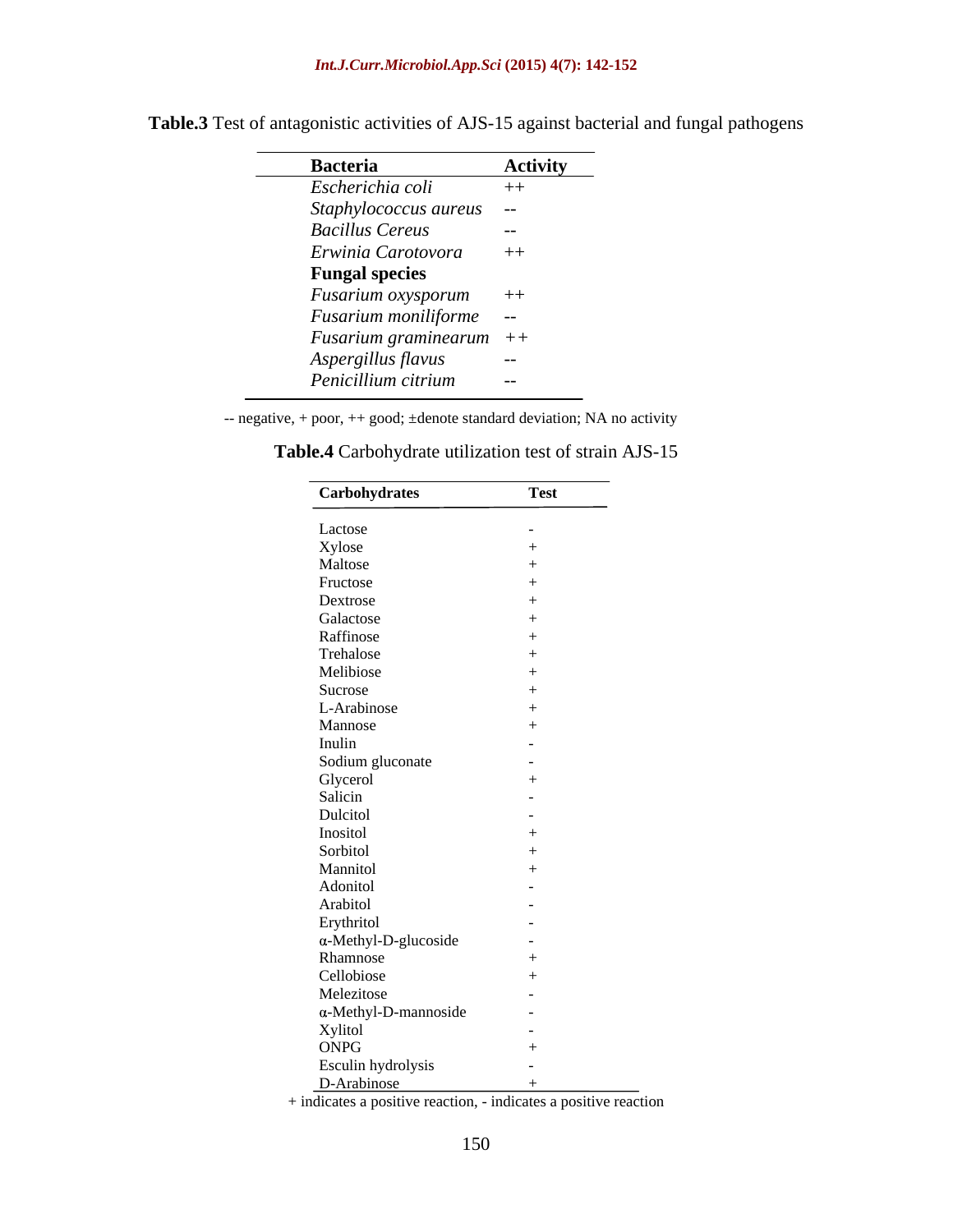**Table.3** Test of antagonistic activities of AJS-15 against bacterial and fungal pathogens

| Bacteria | Activity |
|---|---|
| *Escherichia coli* | ++ |
| *Staphylococcus aureus* | -- |
| *Bacillus Cereus* | -- |
| *Erwinia Carotovora* | ++ |
| **Fungal species** | |
| *Fusarium oxysporum* | ++ |
| *Fusarium moniliforme* | -- |
| *Fusarium graminearum* | ++ |
| *Aspergillus flavus* | -- |
| *Penicillium citrium* | -- |

-- negative, + poor, ++ good; ±denote standard deviation; NA no activity

**Table.4** Carbohydrate utilization test of strain AJS-15

| Carbohydrates | Test |
|---|---|
| Lactose | - |
| Xylose | + |
| Maltose | + |
| Fructose | + |
| Dextrose | + |
| Galactose | + |
| Raffinose | + |
| Trehalose | + |
| Melibiose | + |
| Sucrose | + |
| L-Arabinose | + |
| Mannose | + |
| Inulin | - |
| Sodium gluconate | - |
| Glycerol | + |
| Salicin | - |
| Dulcitol | - |
| Inositol | + |
| Sorbitol | + |
| Mannitol | + |
| Adonitol | - |
| Arabitol | - |
| Erythritol | - |
| α-Methyl-D-glucoside | - |
| Rhamnose | + |
| Cellobiose | + |
| Melezitose | - |
| α-Methyl-D-mannoside | - |
| Xylitol | - |
| ONPG | + |
| Esculin hydrolysis | - |
| D-Arabinose | + |

+ indicates a positive reaction, - indicates a positive reaction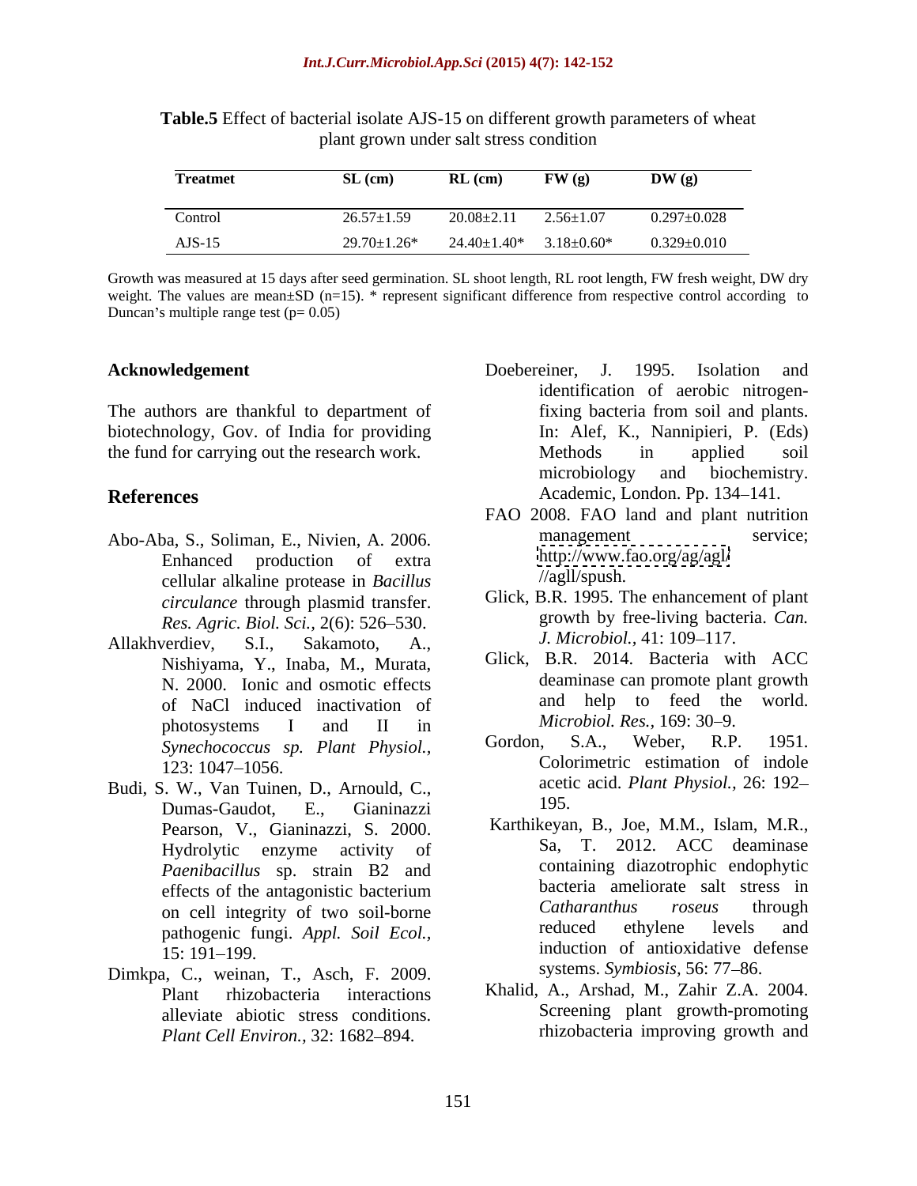**Table.5** Effect of bacterial isolate AJS-15 on different growth parameters of wheat plant grown under salt stress condition

| Treatmet | SL (cm) | RL (cm) | FW (g) | DW (g) |
|---|---|---|---|---|
| Control | 26.57±1.59 | 20.08±2.11 | 2.56±1.07 | 0.297±0.028 |
| AJS-15 | 29.70±1.26* | 24.40±1.40* | 3.18±0.60* | 0.329±0.010 |

Growth was measured at 15 days after seed germination. SL shoot length, RL root length, FW fresh weight, DW dry weight. The values are mean±SD (n=15). * represent significant difference from respective control according to Duncan's multiple range test (p= 0.05)

## Acknowledgement

The authors are thankful to department of biotechnology, Gov. of India for providing the fund for carrying out the research work.

## References

Abo-Aba, S., Soliman, E., Nivien, A. 2006. Enhanced production of extra cellular alkaline protease in *Bacillus circulance* through plasmid transfer. *Res. Agric. Biol. Sci.,* 2(6): 526–530.

Allakhverdiev, S.I., Sakamoto, A., Nishiyama, Y., Inaba, M., Murata, N. 2000. Ionic and osmotic effects of NaCl induced inactivation of photosystems I and II in *Synechococcus sp. Plant Physiol.,* 123: 1047–1056.

Budi, S. W., Van Tuinen, D., Arnould, C., Dumas-Gaudot, E., Gianinazzi Pearson, V., Gianinazzi, S. 2000. Hydrolytic enzyme activity of *Paenibacillus* sp. strain B2 and effects of the antagonistic bacterium on cell integrity of two soil-borne pathogenic fungi. *Appl. Soil Ecol.,* 15: 191–199.

Dimkpa, C., weinan, T., Asch, F. 2009. Plant rhizobacteria interactions alleviate abiotic stress conditions. *Plant Cell Environ.,* 32: 1682–894.

Doebereiner, J. 1995. Isolation and identification of aerobic nitrogen-fixing bacteria from soil and plants. In: Alef, K., Nannipieri, P. (Eds) Methods in applied soil microbiology and biochemistry. Academic, London. Pp. 134–141.

FAO 2008. FAO land and plant nutrition management service; http://www.fao.org/ag/agl/ //agll/spush.

Glick, B.R. 1995. The enhancement of plant growth by free-living bacteria. *Can. J. Microbiol.,* 41: 109–117.

Glick, B.R. 2014. Bacteria with ACC deaminase can promote plant growth and help to feed the world. *Microbiol. Res.,* 169: 30–9.

Gordon, S.A., Weber, R.P. 1951. Colorimetric estimation of indole acetic acid. *Plant Physiol.,* 26: 192–195.

Karthikeyan, B., Joe, M.M., Islam, M.R., Sa, T. 2012. ACC deaminase containing diazotrophic endophytic bacteria ameliorate salt stress in *Catharanthus roseus* through reduced ethylene levels and induction of antioxidative defense systems. *Symbiosis,* 56: 77–86.

Khalid, A., Arshad, M., Zahir Z.A. 2004. Screening plant growth-promoting rhizobacteria improving growth and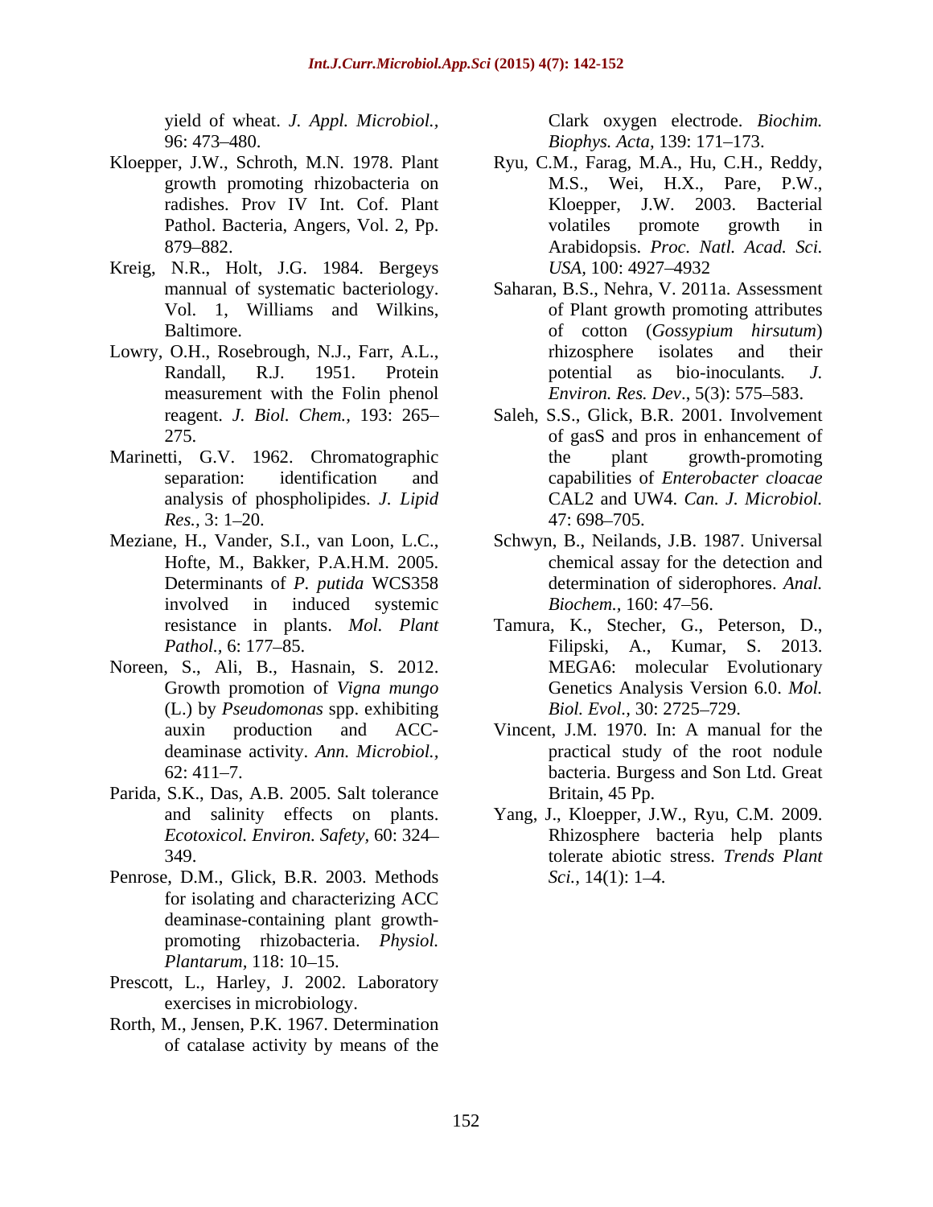yield of wheat. *J. Appl. Microbiol.*, 96: 473–480.

Kloepper, J.W., Schroth, M.N. 1978. Plant growth promoting rhizobacteria on radishes. Prov IV Int. Cof. Plant Pathol. Bacteria, Angers, Vol. 2, Pp. 879–882.

Kreig, N.R., Holt, J.G. 1984. Bergeys mannual of systematic bacteriology. Vol. 1, Williams and Wilkins, Baltimore.

Lowry, O.H., Rosebrough, N.J., Farr, A.L., Randall, R.J. 1951. Protein measurement with the Folin phenol reagent. *J. Biol. Chem.*, 193: 265–275.

Marinetti, G.V. 1962. Chromatographic separation: identification and analysis of phospholipides. *J. Lipid Res.*, 3: 1–20.

Meziane, H., Vander, S.I., van Loon, L.C., Hofte, M., Bakker, P.A.H.M. 2005. Determinants of *P. putida* WCS358 involved in induced systemic resistance in plants. *Mol. Plant Pathol.*, 6: 177–85.

Noreen, S., Ali, B., Hasnain, S. 2012. Growth promotion of *Vigna mungo* (L.) by *Pseudomonas* spp. exhibiting auxin production and ACC-deaminase activity. *Ann. Microbiol.*, 62: 411–7.

Parida, S.K., Das, A.B. 2005. Salt tolerance and salinity effects on plants. *Ecotoxicol. Environ. Safety*, 60: 324–349.

Penrose, D.M., Glick, B.R. 2003. Methods for isolating and characterizing ACC deaminase-containing plant growth-promoting rhizobacteria. *Physiol. Plantarum*, 118: 10–15.

Prescott, L., Harley, J. 2002. Laboratory exercises in microbiology.

Rorth, M., Jensen, P.K. 1967. Determination of catalase activity by means of the Clark oxygen electrode. *Biochim. Biophys. Acta*, 139: 171–173.

Ryu, C.M., Farag, M.A., Hu, C.H., Reddy, M.S., Wei, H.X., Pare, P.W., Kloepper, J.W. 2003. Bacterial volatiles promote growth in Arabidopsis. *Proc. Natl. Acad. Sci. USA*, 100: 4927–4932

Saharan, B.S., Nehra, V. 2011a. Assessment of Plant growth promoting attributes of cotton (*Gossypium hirsutum*) rhizosphere isolates and their potential as bio-inoculants. *J. Environ. Res. Dev*., 5(3): 575–583.

Saleh, S.S., Glick, B.R. 2001. Involvement of gasS and pros in enhancement of the plant growth-promoting capabilities of *Enterobacter cloacae* CAL2 and UW4. *Can. J. Microbiol.* 47: 698–705.

Schwyn, B., Neilands, J.B. 1987. Universal chemical assay for the detection and determination of siderophores. *Anal. Biochem.*, 160: 47–56.

Tamura, K., Stecher, G., Peterson, D., Filipski, A., Kumar, S. 2013. MEGA6: molecular Evolutionary Genetics Analysis Version 6.0. *Mol. Biol. Evol.*, 30: 2725–729.

Vincent, J.M. 1970. In: A manual for the practical study of the root nodule bacteria. Burgess and Son Ltd. Great Britain, 45 Pp.

Yang, J., Kloepper, J.W., Ryu, C.M. 2009. Rhizosphere bacteria help plants tolerate abiotic stress. *Trends Plant Sci.*, 14(1): 1–4.